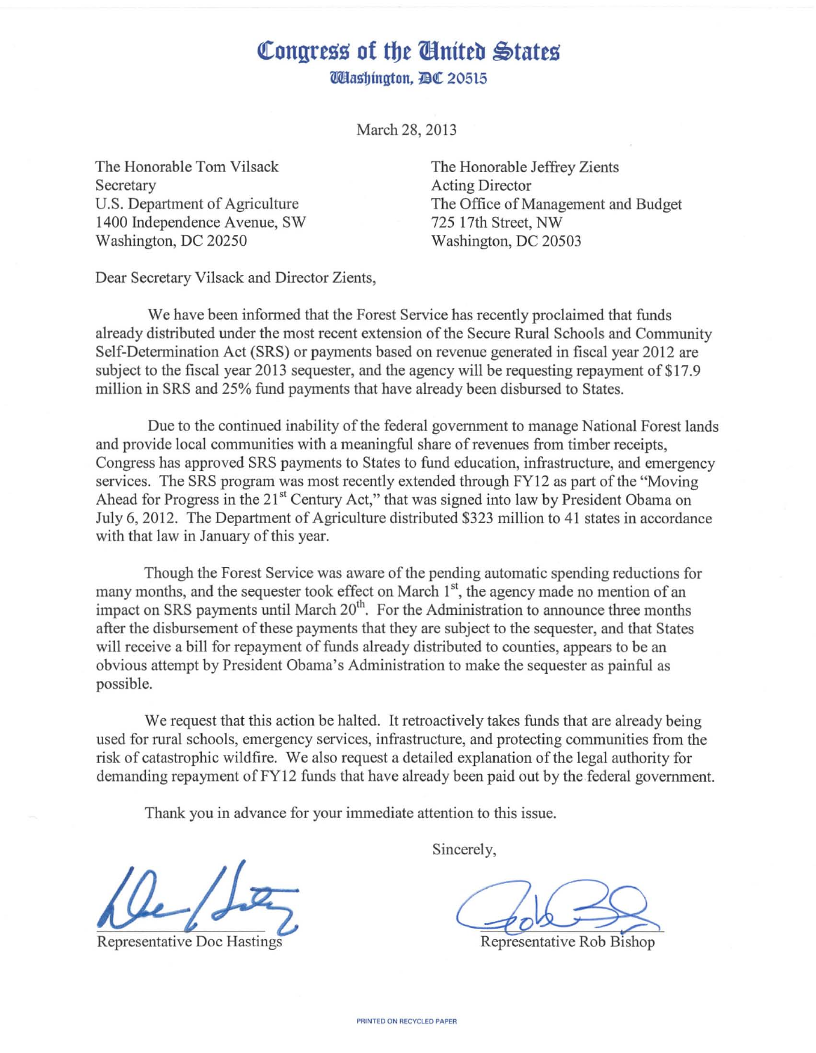# Congress of the United States

**Washington, DC 20515**

March 28, 2013

The Honorable Tom Vilsack
Secretary
U.S. Department of Agriculture
1400 Independence Avenue, SW
Washington, DC 20250

The Honorable Jeffrey Zients
Acting Director
The Office of Management and Budget
725 17th Street, NW
Washington, DC 20503

Dear Secretary Vilsack and Director Zients,

We have been informed that the Forest Service has recently proclaimed that funds already distributed under the most recent extension of the Secure Rural Schools and Community Self-Determination Act (SRS) or payments based on revenue generated in fiscal year 2012 are subject to the fiscal year 2013 sequester, and the agency will be requesting repayment of $17.9 million in SRS and 25% fund payments that have already been disbursed to States.

Due to the continued inability of the federal government to manage National Forest lands and provide local communities with a meaningful share of revenues from timber receipts, Congress has approved SRS payments to States to fund education, infrastructure, and emergency services. The SRS program was most recently extended through FY12 as part of the "Moving Ahead for Progress in the 21st Century Act," that was signed into law by President Obama on July 6, 2012. The Department of Agriculture distributed $323 million to 41 states in accordance with that law in January of this year.

Though the Forest Service was aware of the pending automatic spending reductions for many months, and the sequester took effect on March 1st, the agency made no mention of an impact on SRS payments until March 20th. For the Administration to announce three months after the disbursement of these payments that they are subject to the sequester, and that States will receive a bill for repayment of funds already distributed to counties, appears to be an obvious attempt by President Obama's Administration to make the sequester as painful as possible.

We request that this action be halted. It retroactively takes funds that are already being used for rural schools, emergency services, infrastructure, and protecting communities from the risk of catastrophic wildfire. We also request a detailed explanation of the legal authority for demanding repayment of FY12 funds that have already been paid out by the federal government.

Thank you in advance for your immediate attention to this issue.

Sincerely,

Representative Doc Hastings

Representative Rob Bishop

PRINTED ON RECYCLED PAPER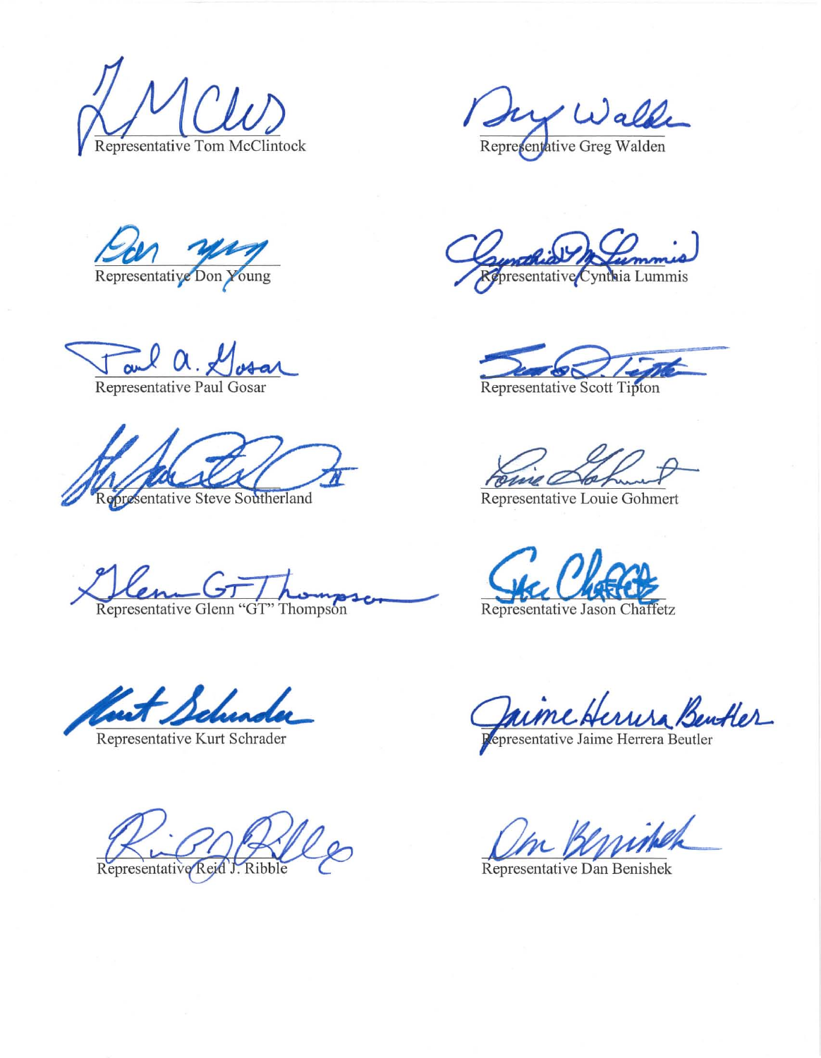Representative Tom McClintock

Representative Greg Walden

Representative Don Young

Representative Cynthia Lummis

Representative Paul Gosar

Representative Scott Tipton

Representative Steve Southerland

Representative Louie Gohmert

Representative Glenn "GT" Thompson

Representative Jason Chaffetz

Representative Kurt Schrader

Representative Jaime Herrera Beutler

Representative Reid J. Ribble

Representative Dan Benishek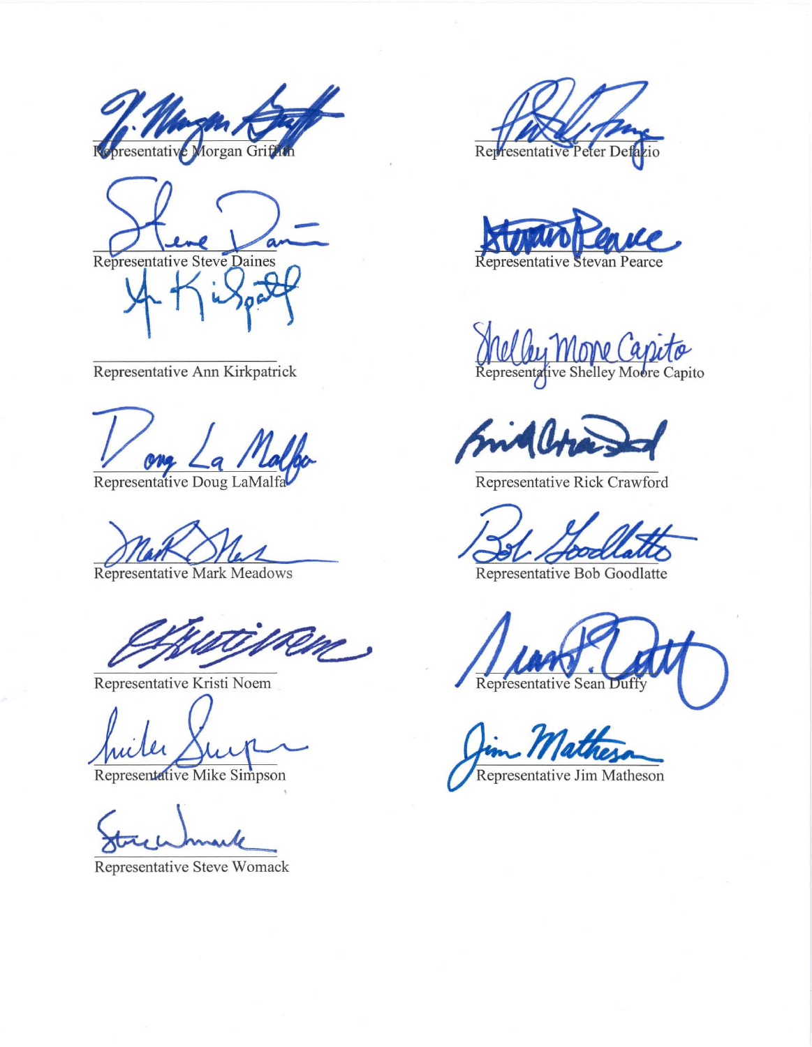Representative Morgan Griffith

Representative Steve Daines

Representative Ann Kirkpatrick

Representative Doug LaMalfa

Representative Mark Meadows

Representative Kristi Noem

Representative Mike Simpson

Representative Steve Womack

Representative Peter Defazio

Representative Stevan Pearce

Representative Shelley Moore Capito

Representative Rick Crawford

Representative Bob Goodlatte

Representative Sean Duffy

Representative Jim Matheson